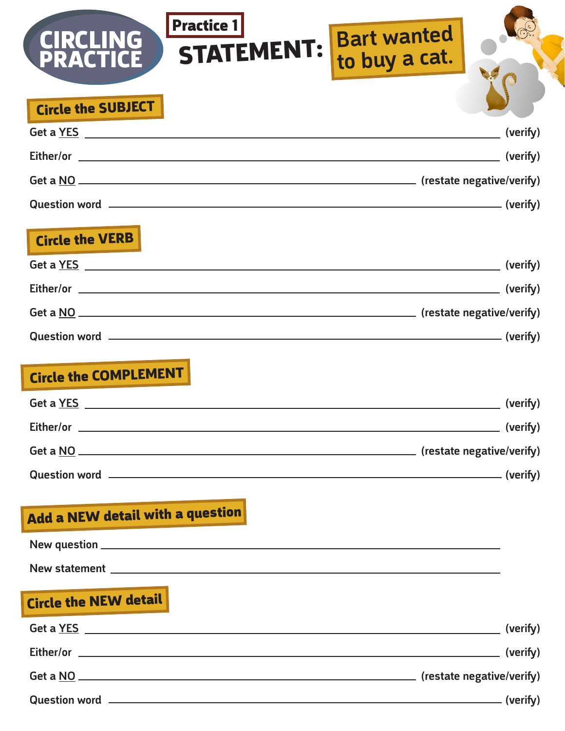# CIRCLING PRACTICE

**Practice 1**

## STATEMENT: Bart wanted to buy a cat.

### Circle the SUBJECT

Get a YES ______________________________________________ (verify)

Either/or ______________________________________________ (verify)

Get a NO ______________________________________________ (restate negative/verify)

Question word ______________________________________________ (verify)

### Circle the VERB

Get a YES ______________________________________________ (verify)

Either/or ______________________________________________ (verify)

Get a NO ______________________________________________ (restate negative/verify)

Question word ______________________________________________ (verify)

### Circle the COMPLEMENT

Get a YES ______________________________________________ (verify)

Either/or ______________________________________________ (verify)

Get a NO ______________________________________________ (restate negative/verify)

Question word ______________________________________________ (verify)

### Add a NEW detail with a question

New question ______________________________________________

New statement ______________________________________________

### Circle the NEW detail

Get a YES ______________________________________________ (verify)

Either/or ______________________________________________ (verify)

Get a NO ______________________________________________ (restate negative/verify)

Question word ______________________________________________ (verify)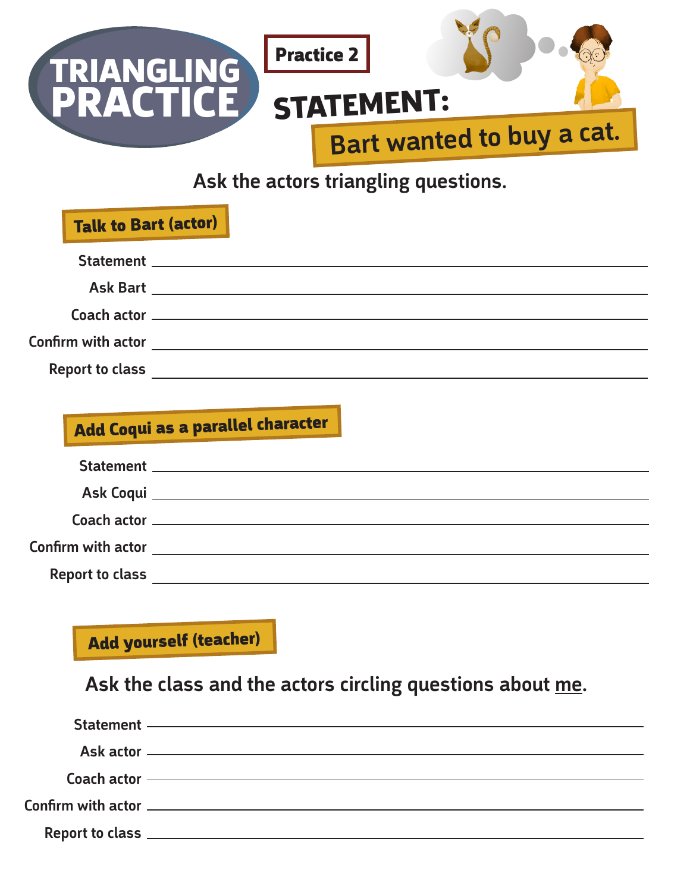# TRIANGLING PRACTICE

**Practice 2**

## STATEMENT:

**Bart wanted to buy a cat.**

**Ask the actors triangling questions.**

### Talk to Bart (actor)

Statement ______________________________

Ask Bart ______________________________

Coach actor ______________________________

Confirm with actor ______________________________

Report to class ______________________________

### Add Coqui as a parallel character

Statement ______________________________

Ask Coqui ______________________________

Coach actor ______________________________

Confirm with actor ______________________________

Report to class ______________________________

### Add yourself (teacher)

**Ask the class and the actors circling questions about <u>me</u>.**

Statement ______________________________

Ask actor ______________________________

Coach actor ______________________________

Confirm with actor ______________________________

Report to class ______________________________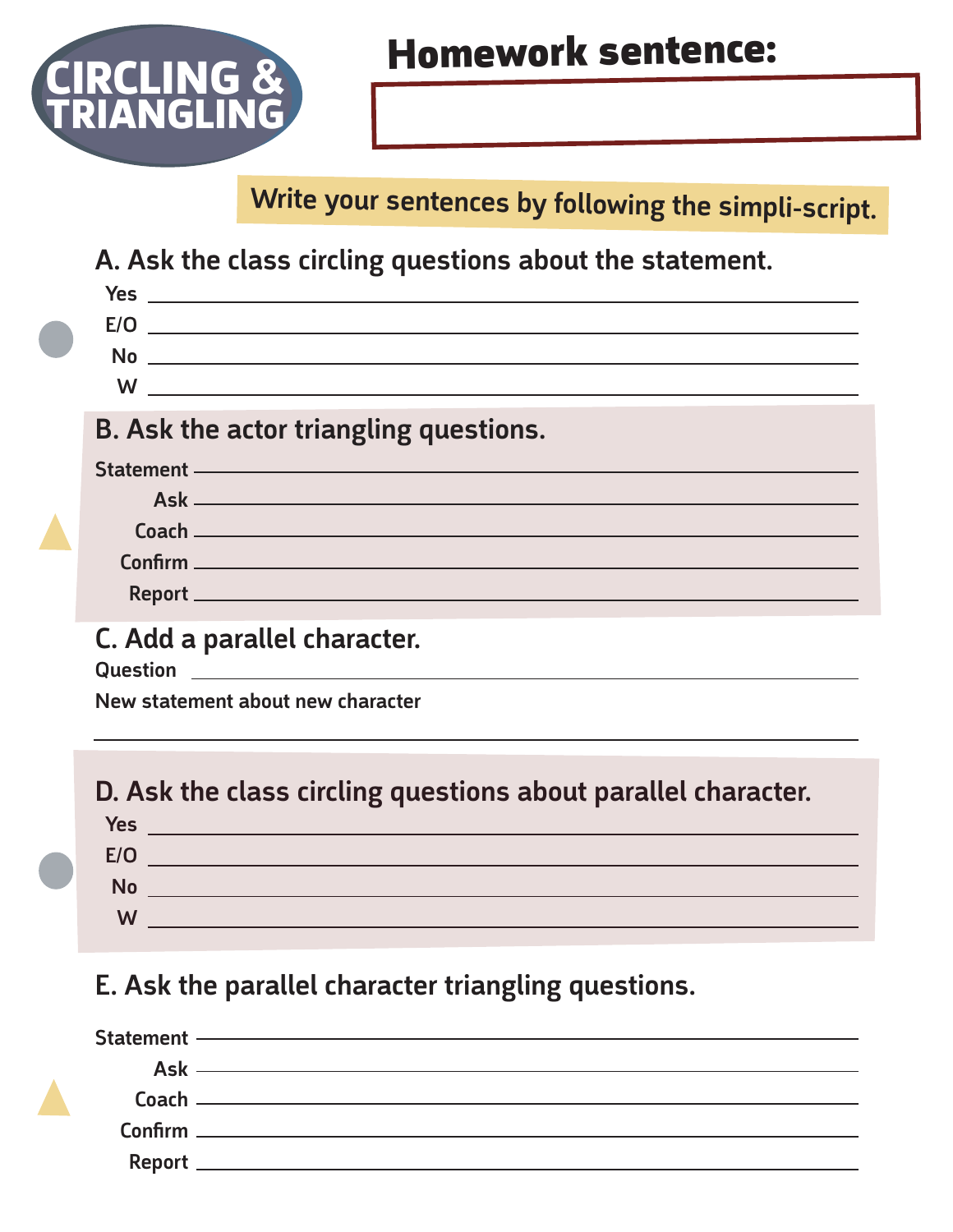# CIRCLING & TRIANGLING

## Homework sentence:

Write your sentences by following the simpli-script.

### A. Ask the class circling questions about the statement.

Yes ______________________________

E/O ______________________________

No ______________________________

W ______________________________

### B. Ask the actor triangling questions.

Statement ______________________________

Ask ______________________________

Coach ______________________________

Confirm ______________________________

Report ______________________________

### C. Add a parallel character.

Question ______________________________

New statement about new character

______________________________

### D. Ask the class circling questions about parallel character.

Yes ______________________________

E/O ______________________________

No ______________________________

W ______________________________

### E. Ask the parallel character triangling questions.

Statement ______________________________

Ask ______________________________

Coach ______________________________

Confirm ______________________________

Report ______________________________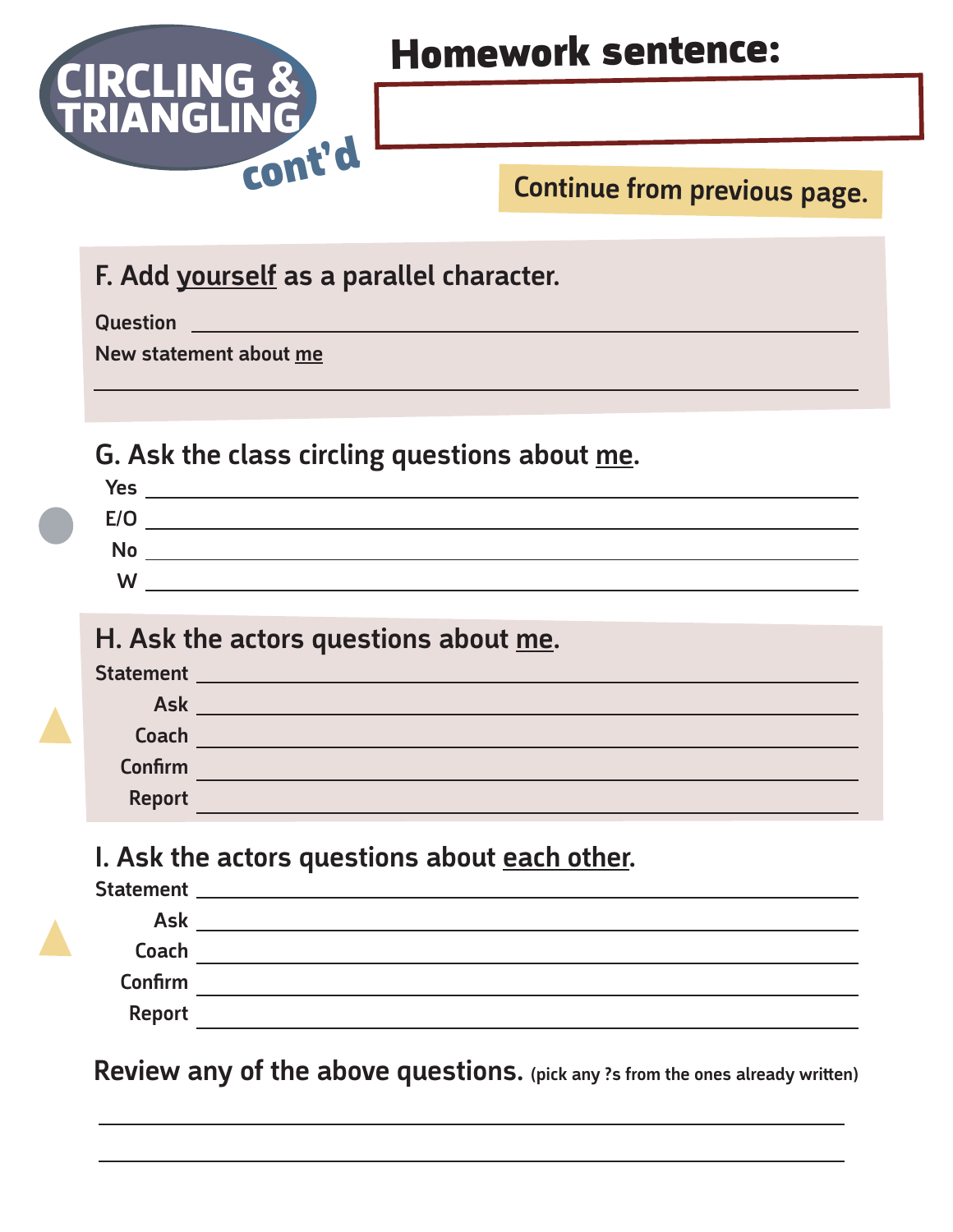# CIRCLING & TRIANGLING cont'd

## Homework sentence:

Continue from previous page.

### F. Add yourself as a parallel character.

Question \_\_\_\_\_\_\_\_\_\_\_\_\_\_\_\_\_\_\_\_\_\_\_\_\_\_\_\_\_\_\_\_

New statement about me

\_\_\_\_\_\_\_\_\_\_\_\_\_\_\_\_\_\_\_\_\_\_\_\_\_\_\_\_\_\_\_\_

### G. Ask the class circling questions about me.

Yes \_\_\_\_\_\_\_\_\_\_\_\_\_\_\_\_\_\_\_\_\_\_\_\_\_\_\_\_\_\_\_\_

E/O \_\_\_\_\_\_\_\_\_\_\_\_\_\_\_\_\_\_\_\_\_\_\_\_\_\_\_\_\_\_\_\_

No \_\_\_\_\_\_\_\_\_\_\_\_\_\_\_\_\_\_\_\_\_\_\_\_\_\_\_\_\_\_\_\_

W \_\_\_\_\_\_\_\_\_\_\_\_\_\_\_\_\_\_\_\_\_\_\_\_\_\_\_\_\_\_\_\_

### H. Ask the actors questions about me.

Statement \_\_\_\_\_\_\_\_\_\_\_\_\_\_\_\_\_\_\_\_\_\_\_\_\_\_\_\_\_\_\_\_

Ask \_\_\_\_\_\_\_\_\_\_\_\_\_\_\_\_\_\_\_\_\_\_\_\_\_\_\_\_\_\_\_\_

Coach \_\_\_\_\_\_\_\_\_\_\_\_\_\_\_\_\_\_\_\_\_\_\_\_\_\_\_\_\_\_\_\_

Confirm \_\_\_\_\_\_\_\_\_\_\_\_\_\_\_\_\_\_\_\_\_\_\_\_\_\_\_\_\_\_\_\_

Report \_\_\_\_\_\_\_\_\_\_\_\_\_\_\_\_\_\_\_\_\_\_\_\_\_\_\_\_\_\_\_\_

### I. Ask the actors questions about each other.

Statement \_\_\_\_\_\_\_\_\_\_\_\_\_\_\_\_\_\_\_\_\_\_\_\_\_\_\_\_\_\_\_\_

Ask \_\_\_\_\_\_\_\_\_\_\_\_\_\_\_\_\_\_\_\_\_\_\_\_\_\_\_\_\_\_\_\_

Coach \_\_\_\_\_\_\_\_\_\_\_\_\_\_\_\_\_\_\_\_\_\_\_\_\_\_\_\_\_\_\_\_

Confirm \_\_\_\_\_\_\_\_\_\_\_\_\_\_\_\_\_\_\_\_\_\_\_\_\_\_\_\_\_\_\_\_

Report \_\_\_\_\_\_\_\_\_\_\_\_\_\_\_\_\_\_\_\_\_\_\_\_\_\_\_\_\_\_\_\_

### Review any of the above questions. (pick any ?s from the ones already written)

\_\_\_\_\_\_\_\_\_\_\_\_\_\_\_\_\_\_\_\_\_\_\_\_\_\_\_\_\_\_\_\_

\_\_\_\_\_\_\_\_\_\_\_\_\_\_\_\_\_\_\_\_\_\_\_\_\_\_\_\_\_\_\_\_